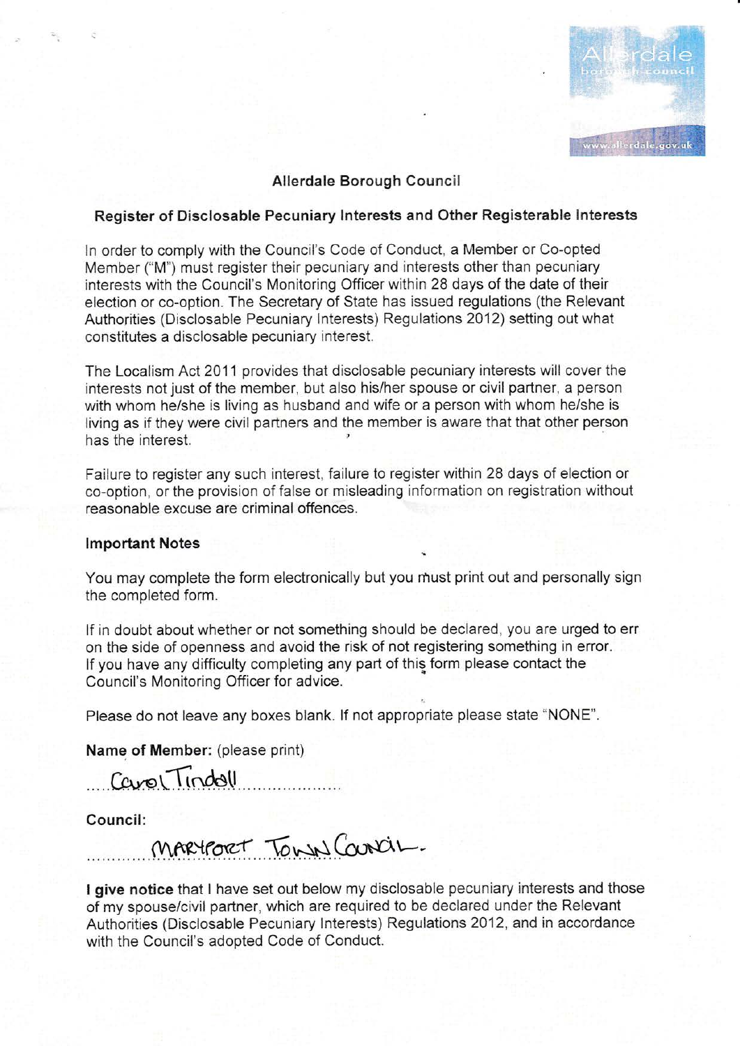Allerdale borough council
www.allerdale.gov.uk

## Allerdale Borough Council

### Register of Disclosable Pecuniary Interests and Other Registerable Interests

In order to comply with the Council's Code of Conduct, a Member or Co-opted Member ("M") must register their pecuniary and interests other than pecuniary interests with the Council's Monitoring Officer within 28 days of the date of their election or co-option. The Secretary of State has issued regulations (the Relevant Authorities (Disclosable Pecuniary Interests) Regulations 2012) setting out what constitutes a disclosable pecuniary interest.

The Localism Act 2011 provides that disclosable pecuniary interests will cover the interests not just of the member, but also his/her spouse or civil partner, a person with whom he/she is living as husband and wife or a person with whom he/she is living as if they were civil partners and the member is aware that that other person has the interest.

Failure to register any such interest, failure to register within 28 days of election or co-option, or the provision of false or misleading information on registration without reasonable excuse are criminal offences.

**Important Notes**

You may complete the form electronically but you must print out and personally sign the completed form.

If in doubt about whether or not something should be declared, you are urged to err on the side of openness and avoid the risk of not registering something in error. If you have any difficulty completing any part of this form please contact the Council's Monitoring Officer for advice.

Please do not leave any boxes blank. If not appropriate please state "NONE".

**Name of Member:** (please print)

Carol Tindall

**Council:**

MARYPORT TOWN COUNCIL.

**I give notice** that I have set out below my disclosable pecuniary interests and those of my spouse/civil partner, which are required to be declared under the Relevant Authorities (Disclosable Pecuniary Interests) Regulations 2012, and in accordance with the Council's adopted Code of Conduct.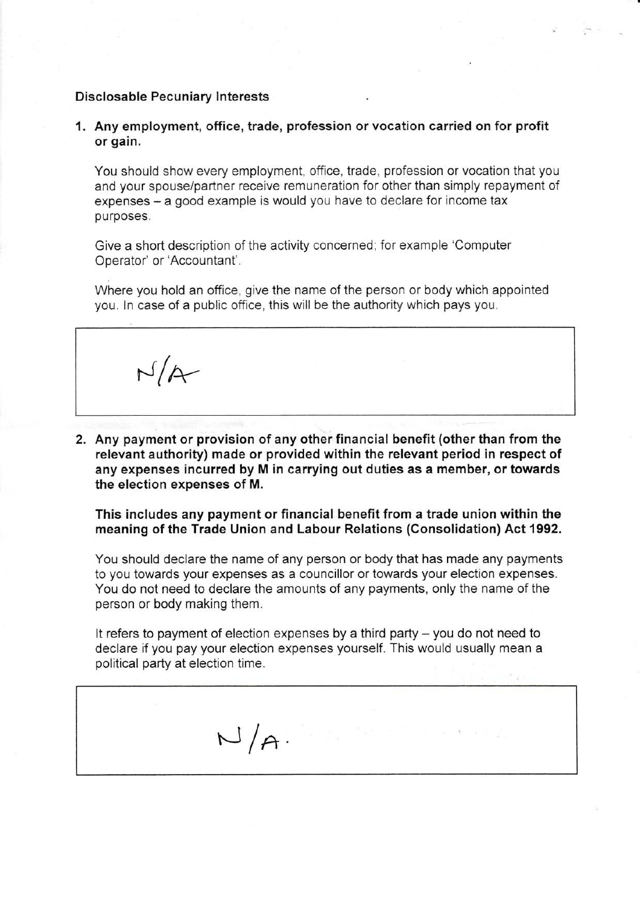**Disclosable Pecuniary Interests**

1. **Any employment, office, trade, profession or vocation carried on for profit or gain.**

   You should show every employment, office, trade, profession or vocation that you and your spouse/partner receive remuneration for other than simply repayment of expenses – a good example is would you have to declare for income tax purposes.

   Give a short description of the activity concerned; for example 'Computer Operator' or 'Accountant'.

   Where you hold an office, give the name of the person or body which appointed you. In case of a public office, this will be the authority which pays you.

| N/A |
|---|

2. **Any payment or provision of any other financial benefit (other than from the relevant authority) made or provided within the relevant period in respect of any expenses incurred by M in carrying out duties as a member, or towards the election expenses of M.**

   **This includes any payment or financial benefit from a trade union within the meaning of the Trade Union and Labour Relations (Consolidation) Act 1992.**

   You should declare the name of any person or body that has made any payments to you towards your expenses as a councillor or towards your election expenses. You do not need to declare the amounts of any payments, only the name of the person or body making them.

   It refers to payment of election expenses by a third party – you do not need to declare if you pay your election expenses yourself. This would usually mean a political party at election time.

| N/A. |
|---|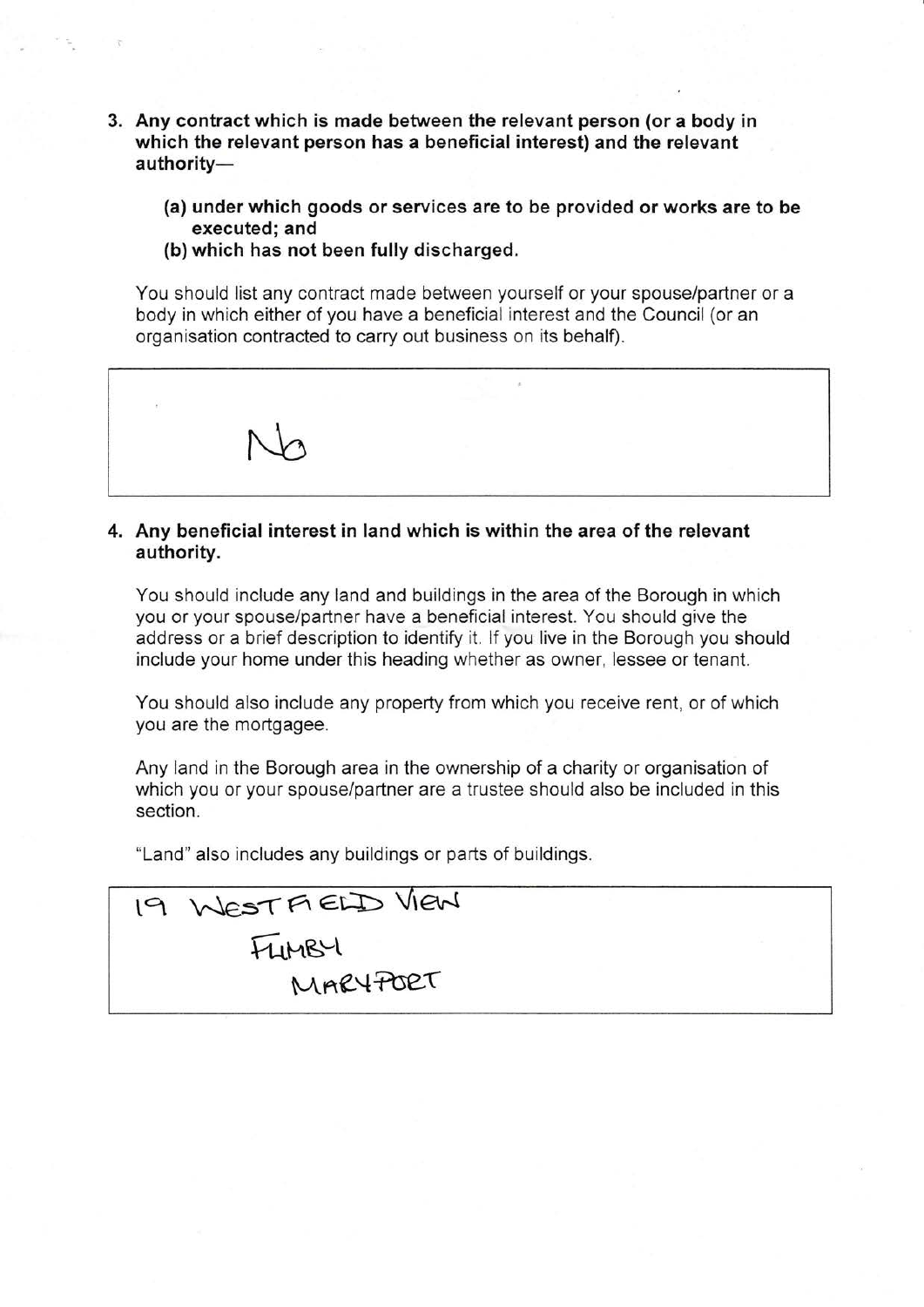3. **Any contract which is made between the relevant person (or a body in which the relevant person has a beneficial interest) and the relevant authority—**

   **(a) under which goods or services are to be provided or works are to be executed; and**

   **(b) which has not been fully discharged.**

   You should list any contract made between yourself or your spouse/partner or a body in which either of you have a beneficial interest and the Council (or an organisation contracted to carry out business on its behalf).

| No |
|---|

4. **Any beneficial interest in land which is within the area of the relevant authority.**

   You should include any land and buildings in the area of the Borough in which you or your spouse/partner have a beneficial interest. You should give the address or a brief description to identify it. If you live in the Borough you should include your home under this heading whether as owner, lessee or tenant.

   You should also include any property from which you receive rent, or of which you are the mortgagee.

   Any land in the Borough area in the ownership of a charity or organisation of which you or your spouse/partner are a trustee should also be included in this section.

   "Land" also includes any buildings or parts of buildings.

| 19 WESTFIELD VIEW<br>FLIMBY<br>MARYPORT |
|---|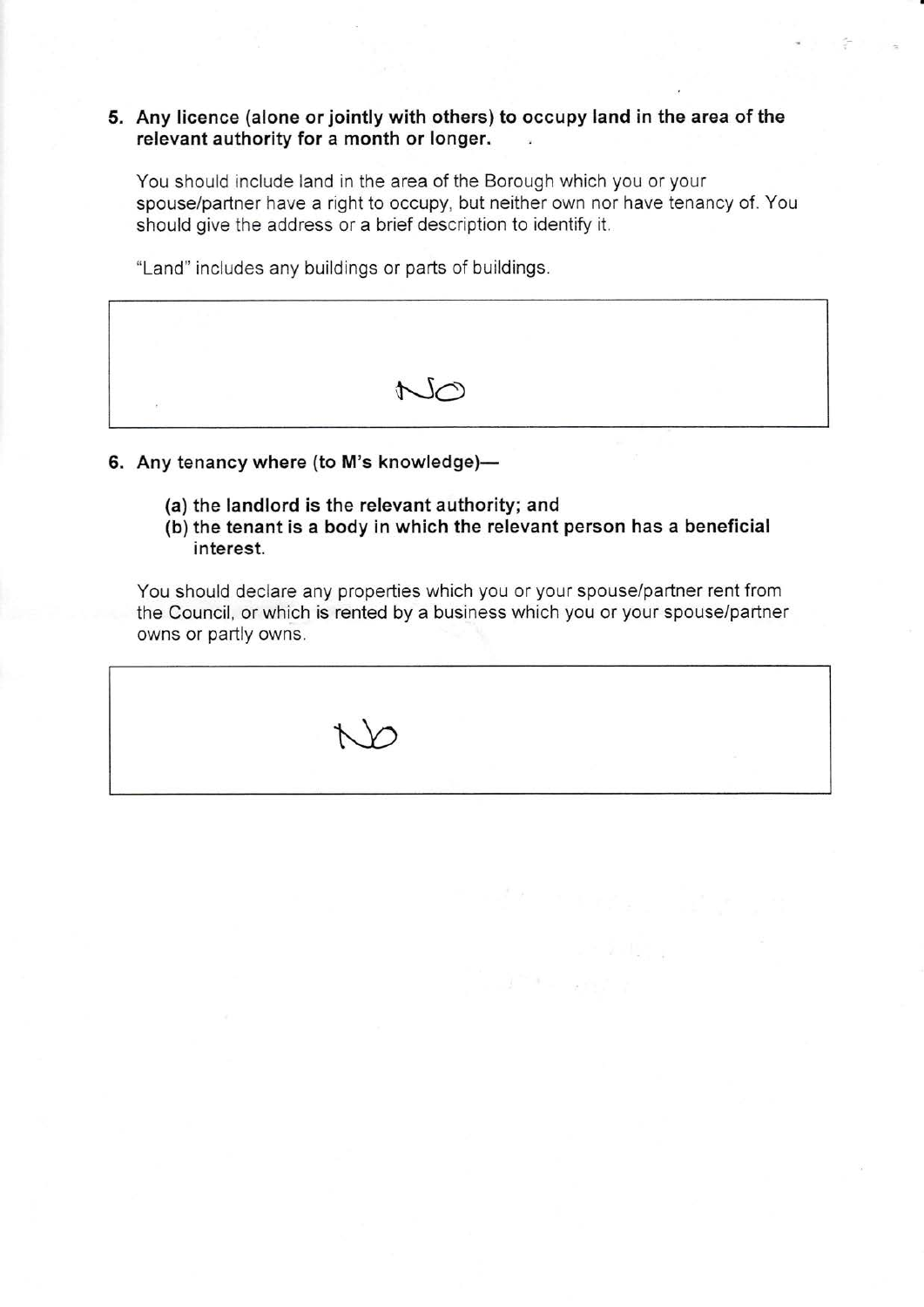**5. Any licence (alone or jointly with others) to occupy land in the area of the relevant authority for a month or longer.**

You should include land in the area of the Borough which you or your spouse/partner have a right to occupy, but neither own nor have tenancy of. You should give the address or a brief description to identify it.

"Land" includes any buildings or parts of buildings.

| NO |
|---|

**6. Any tenancy where (to M's knowledge)—**

**(a) the landlord is the relevant authority; and**
**(b) the tenant is a body in which the relevant person has a beneficial interest.**

You should declare any properties which you or your spouse/partner rent from the Council, or which is rented by a business which you or your spouse/partner owns or partly owns.

| No |
|---|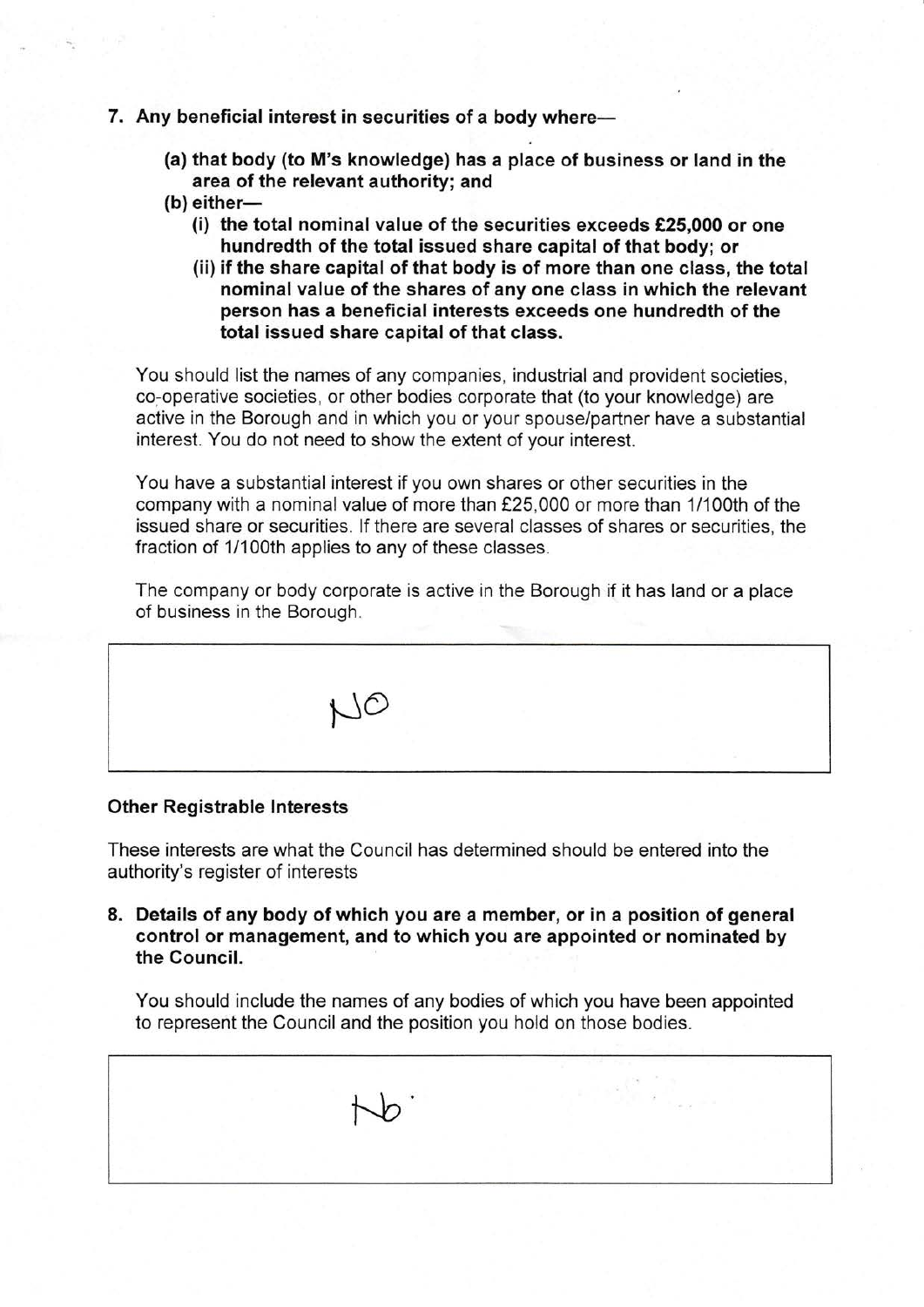**7. Any beneficial interest in securities of a body where—**

> **(a) that body (to M's knowledge) has a place of business or land in the area of the relevant authority; and**
>
> **(b) either—**
>
> > **(i) the total nominal value of the securities exceeds £25,000 or one hundredth of the total issued share capital of that body; or**
> >
> > **(ii) if the share capital of that body is of more than one class, the total nominal value of the shares of any one class in which the relevant person has a beneficial interests exceeds one hundredth of the total issued share capital of that class.**

You should list the names of any companies, industrial and provident societies, co-operative societies, or other bodies corporate that (to your knowledge) are active in the Borough and in which you or your spouse/partner have a substantial interest. You do not need to show the extent of your interest.

You have a substantial interest if you own shares or other securities in the company with a nominal value of more than £25,000 or more than 1/100th of the issued share or securities. If there are several classes of shares or securities, the fraction of 1/100th applies to any of these classes.

The company or body corporate is active in the Borough if it has land or a place of business in the Borough.

| NO |
|---|

### Other Registrable Interests

These interests are what the Council has determined should be entered into the authority's register of interests

**8. Details of any body of which you are a member, or in a position of general control or management, and to which you are appointed or nominated by the Council.**

You should include the names of any bodies of which you have been appointed to represent the Council and the position you hold on those bodies.

| No. |
|---|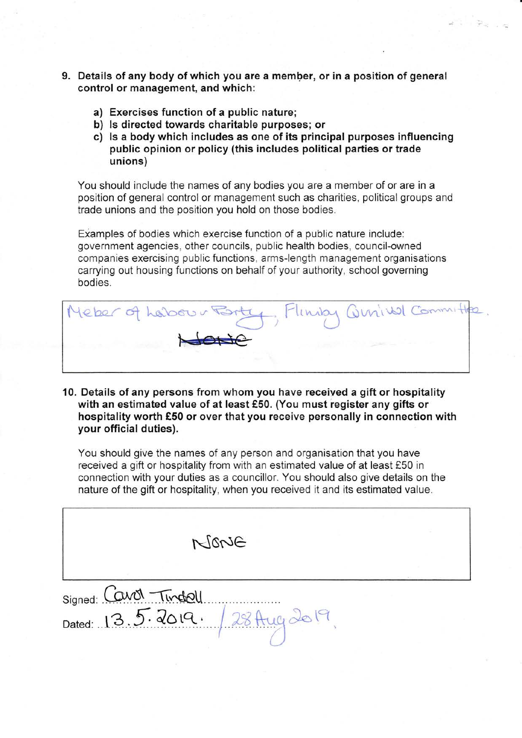9. **Details of any body of which you are a member, or in a position of general control or management, and which:**

   a) **Exercises function of a public nature;**
   b) **Is directed towards charitable purposes; or**
   c) **Is a body which includes as one of its principal purposes influencing public opinion or policy (this includes political parties or trade unions)**

   You should include the names of any bodies you are a member of or are in a position of general control or management such as charities, political groups and trade unions and the position you hold on those bodies.

   Examples of bodies which exercise function of a public nature include: government agencies, other councils, public health bodies, council-owned companies exercising public functions, arms-length management organisations carrying out housing functions on behalf of your authority, school governing bodies.

| |
|---|
| Meber of Labour Party, Flimby Carnival Committee. ~~None~~ |

10. **Details of any persons from whom you have received a gift or hospitality with an estimated value of at least £50. (You must register any gifts or hospitality worth £50 or over that you receive personally in connection with your official duties).**

    You should give the names of any person and organisation that you have received a gift or hospitality from with an estimated value of at least £50 in connection with your duties as a councillor. You should also give details on the nature of the gift or hospitality, when you received it and its estimated value.

| |
|---|
| NONE |

Signed: Carol Tindell

Dated: 13.5.2019. / 28 Aug 2019